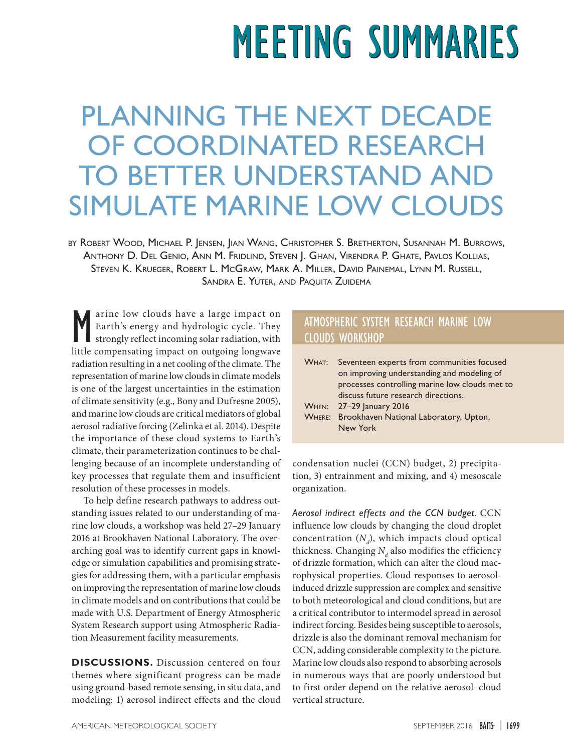# MEETING SUMMARIES

# PLANNING THE NEXT DECADE OF COORDINATED RESEARCH TO BETTER UNDERSTAND AND SIMULATE MARINE LOW CLOUDS

BY ROBERT WOOD, MICHAEL P. JENSEN, JIAN WANG, CHRISTOPHER S. BRETHERTON, SUSANNAH M. BURROWS, ANTHONY D. DEL GENIO, ANN M. FRIDLIND, STEVEN J. GHAN, VIRENDRA P. GHATE, PAVLOS KOLLIAS, STEVEN K. KRUEGER, ROBERT L. MCGRAW, MARK A. MILLER, DAVID PAINEMAL, LYNN M. RUSSELL, SANDRA E. YUTER, AND PAQUITA ZUIDEMA

Marine low clouds have a large impact on Earth's energy and hydrologic cycle. They strongly reflect incoming solar radiation, with little compensating impact on outgoing longwave radiation resulting in a net cooling of the climate. The representation of marine low clouds in climate models is one of the largest uncertainties in the estimation of climate sensitivity (e.g., Bony and Dufresne 2005), and marine low clouds are critical mediators of global aerosol radiative forcing (Zelinka et al. 2014). Despite the importance of these cloud systems to Earth's climate, their parameterization continues to be challenging because of an incomplete understanding of key processes that regulate them and insufficient resolution of these processes in models.

To help define research pathways to address outstanding issues related to our understanding of marine low clouds, a workshop was held 27–29 January 2016 at Brookhaven National Laboratory. The overarching goal was to identify current gaps in knowledge or simulation capabilities and promising strategies for addressing them, with a particular emphasis on improving the representation of marine low clouds in climate models and on contributions that could be made with U.S. Department of Energy Atmospheric System Research support using Atmospheric Radiation Measurement facility measurements.

## ATMOSPHERIC SYSTEM RESEARCH MARINE LOW CLOUDS WORKSHOP

WHAT: Seventeen experts from communities focused on improving understanding and modeling of processes controlling marine low clouds met to discuss future research directions.
WHEN: 27–29 January 2016
WHERE: Brookhaven National Laboratory, Upton, New York

**DISCUSSIONS.** Discussion centered on four themes where significant progress can be made using ground-based remote sensing, in situ data, and modeling: 1) aerosol indirect effects and the cloud condensation nuclei (CCN) budget, 2) precipitation, 3) entrainment and mixing, and 4) mesoscale organization.

*Aerosol indirect effects and the CCN budget.* CCN influence low clouds by changing the cloud droplet concentration ($N_d$), which impacts cloud optical thickness. Changing $N_d$ also modifies the efficiency of drizzle formation, which can alter the cloud macrophysical properties. Cloud responses to aerosol-induced drizzle suppression are complex and sensitive to both meteorological and cloud conditions, but are a critical contributor to intermodel spread in aerosol indirect forcing. Besides being susceptible to aerosols, drizzle is also the dominant removal mechanism for CCN, adding considerable complexity to the picture. Marine low clouds also respond to absorbing aerosols in numerous ways that are poorly understood but to first order depend on the relative aerosol–cloud vertical structure.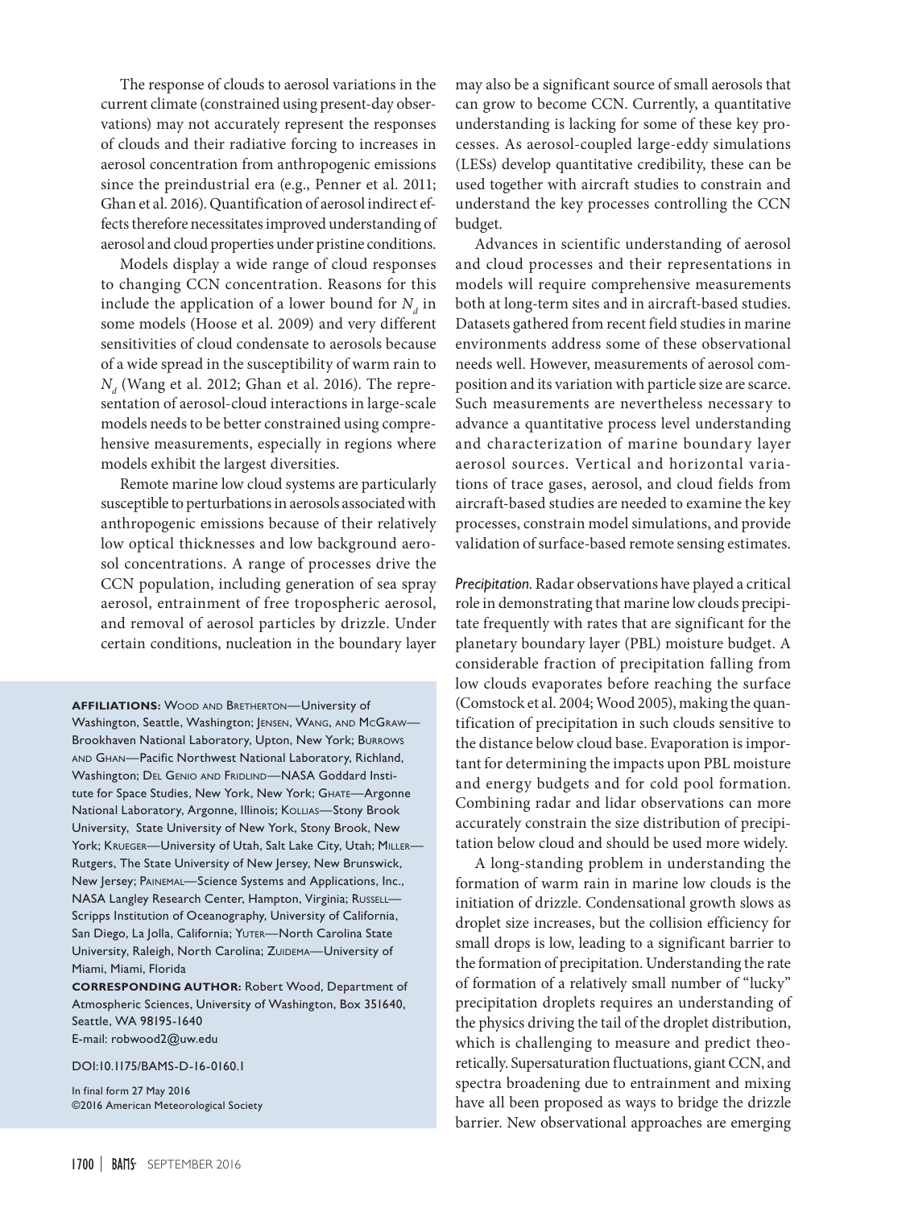The response of clouds to aerosol variations in the current climate (constrained using present-day observations) may not accurately represent the responses of clouds and their radiative forcing to increases in aerosol concentration from anthropogenic emissions since the preindustrial era (e.g., Penner et al. 2011; Ghan et al. 2016). Quantification of aerosol indirect effects therefore necessitates improved understanding of aerosol and cloud properties under pristine conditions.

Models display a wide range of cloud responses to changing CCN concentration. Reasons for this include the application of a lower bound for $N_d$ in some models (Hoose et al. 2009) and very different sensitivities of cloud condensate to aerosols because of a wide spread in the susceptibility of warm rain to $N_d$ (Wang et al. 2012; Ghan et al. 2016). The representation of aerosol-cloud interactions in large-scale models needs to be better constrained using comprehensive measurements, especially in regions where models exhibit the largest diversities.

Remote marine low cloud systems are particularly susceptible to perturbations in aerosols associated with anthropogenic emissions because of their relatively low optical thicknesses and low background aerosol concentrations. A range of processes drive the CCN population, including generation of sea spray aerosol, entrainment of free tropospheric aerosol, and removal of aerosol particles by drizzle. Under certain conditions, nucleation in the boundary layer may also be a significant source of small aerosols that can grow to become CCN. Currently, a quantitative understanding is lacking for some of these key processes. As aerosol-coupled large-eddy simulations (LESs) develop quantitative credibility, these can be used together with aircraft studies to constrain and understand the key processes controlling the CCN budget.

Advances in scientific understanding of aerosol and cloud processes and their representations in models will require comprehensive measurements both at long-term sites and in aircraft-based studies. Datasets gathered from recent field studies in marine environments address some of these observational needs well. However, measurements of aerosol composition and its variation with particle size are scarce. Such measurements are nevertheless necessary to advance a quantitative process level understanding and characterization of marine boundary layer aerosol sources. Vertical and horizontal variations of trace gases, aerosol, and cloud fields from aircraft-based studies are needed to examine the key processes, constrain model simulations, and provide validation of surface-based remote sensing estimates.

*Precipitation.* Radar observations have played a critical role in demonstrating that marine low clouds precipitate frequently with rates that are significant for the planetary boundary layer (PBL) moisture budget. A considerable fraction of precipitation falling from low clouds evaporates before reaching the surface (Comstock et al. 2004; Wood 2005), making the quantification of precipitation in such clouds sensitive to the distance below cloud base. Evaporation is important for determining the impacts upon PBL moisture and energy budgets and for cold pool formation. Combining radar and lidar observations can more accurately constrain the size distribution of precipitation below cloud and should be used more widely.

A long-standing problem in understanding the formation of warm rain in marine low clouds is the initiation of drizzle. Condensational growth slows as droplet size increases, but the collision efficiency for small drops is low, leading to a significant barrier to the formation of precipitation. Understanding the rate of formation of a relatively small number of "lucky" precipitation droplets requires an understanding of the physics driving the tail of the droplet distribution, which is challenging to measure and predict theoretically. Supersaturation fluctuations, giant CCN, and spectra broadening due to entrainment and mixing have all been proposed as ways to bridge the drizzle barrier. New observational approaches are emerging

**AFFILIATIONS:** Wood and Bretherton—University of Washington, Seattle, Washington; Jensen, Wang, and McGraw—Brookhaven National Laboratory, Upton, New York; Burrows and Ghan—Pacific Northwest National Laboratory, Richland, Washington; Del Genio and Fridlind—NASA Goddard Institute for Space Studies, New York, New York; Ghate—Argonne National Laboratory, Argonne, Illinois; Kollias—Stony Brook University, State University of New York, Stony Brook, New York; Krueger—University of Utah, Salt Lake City, Utah; Miller—Rutgers, The State University of New Jersey, New Brunswick, New Jersey; Painemal—Science Systems and Applications, Inc., NASA Langley Research Center, Hampton, Virginia; Russell—Scripps Institution of Oceanography, University of California, San Diego, La Jolla, California; Yuter—North Carolina State University, Raleigh, North Carolina; Zuidema—University of Miami, Miami, Florida

**CORRESPONDING AUTHOR:** Robert Wood, Department of Atmospheric Sciences, University of Washington, Box 351640, Seattle, WA 98195-1640
E-mail: robwood2@uw.edu

DOI:10.1175/BAMS-D-16-0160.1

In final form 27 May 2016
©2016 American Meteorological Society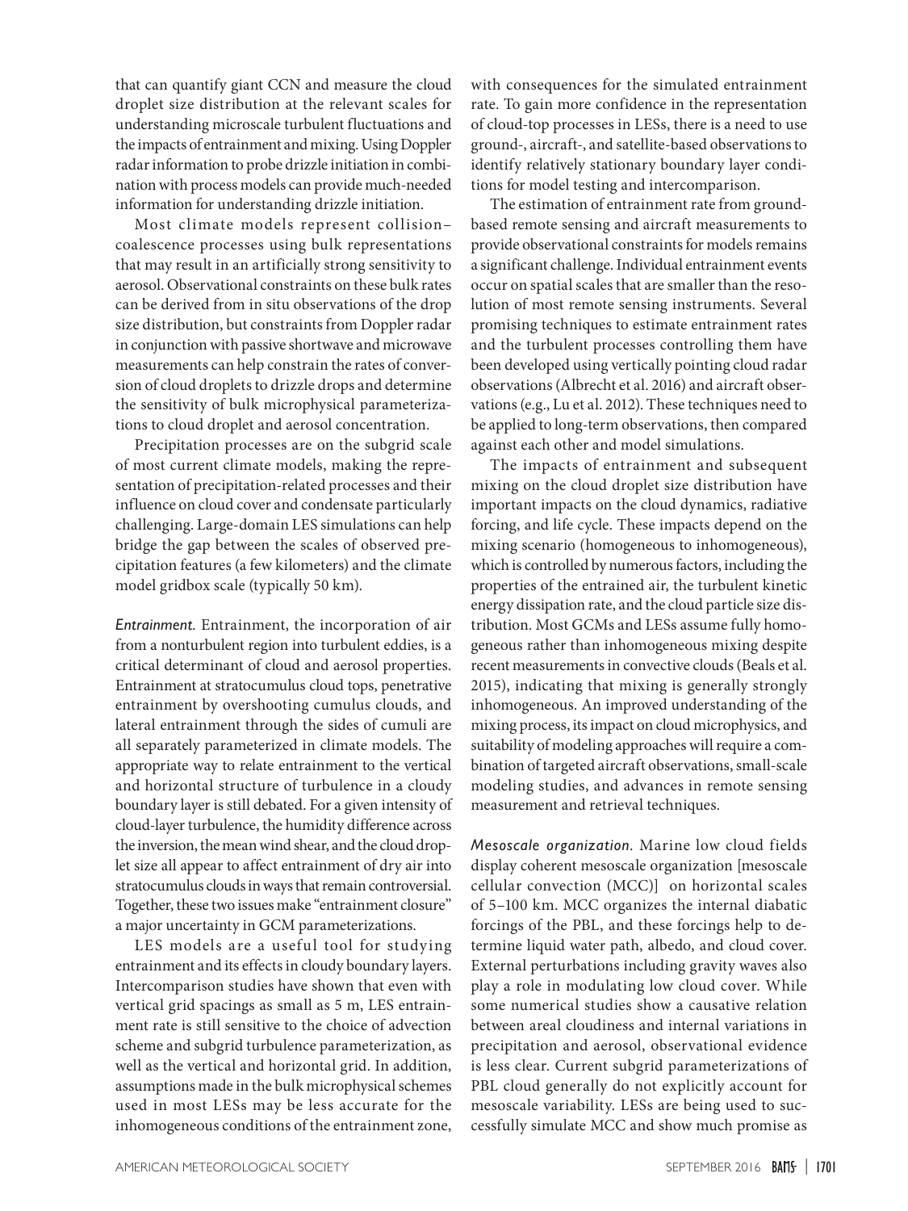that can quantify giant CCN and measure the cloud droplet size distribution at the relevant scales for understanding microscale turbulent fluctuations and the impacts of entrainment and mixing. Using Doppler radar information to probe drizzle initiation in combination with process models can provide much-needed information for understanding drizzle initiation.

Most climate models represent collision–coalescence processes using bulk representations that may result in an artificially strong sensitivity to aerosol. Observational constraints on these bulk rates can be derived from in situ observations of the drop size distribution, but constraints from Doppler radar in conjunction with passive shortwave and microwave measurements can help constrain the rates of conversion of cloud droplets to drizzle drops and determine the sensitivity of bulk microphysical parameterizations to cloud droplet and aerosol concentration.

Precipitation processes are on the subgrid scale of most current climate models, making the representation of precipitation-related processes and their influence on cloud cover and condensate particularly challenging. Large-domain LES simulations can help bridge the gap between the scales of observed precipitation features (a few kilometers) and the climate model gridbox scale (typically 50 km).

*Entrainment.* Entrainment, the incorporation of air from a nonturbulent region into turbulent eddies, is a critical determinant of cloud and aerosol properties. Entrainment at stratocumulus cloud tops, penetrative entrainment by overshooting cumulus clouds, and lateral entrainment through the sides of cumuli are all separately parameterized in climate models. The appropriate way to relate entrainment to the vertical and horizontal structure of turbulence in a cloudy boundary layer is still debated. For a given intensity of cloud-layer turbulence, the humidity difference across the inversion, the mean wind shear, and the cloud droplet size all appear to affect entrainment of dry air into stratocumulus clouds in ways that remain controversial. Together, these two issues make "entrainment closure" a major uncertainty in GCM parameterizations.

LES models are a useful tool for studying entrainment and its effects in cloudy boundary layers. Intercomparison studies have shown that even with vertical grid spacings as small as 5 m, LES entrainment rate is still sensitive to the choice of advection scheme and subgrid turbulence parameterization, as well as the vertical and horizontal grid. In addition, assumptions made in the bulk microphysical schemes used in most LESs may be less accurate for the inhomogeneous conditions of the entrainment zone, with consequences for the simulated entrainment rate. To gain more confidence in the representation of cloud-top processes in LESs, there is a need to use ground-, aircraft-, and satellite-based observations to identify relatively stationary boundary layer conditions for model testing and intercomparison.

The estimation of entrainment rate from ground-based remote sensing and aircraft measurements to provide observational constraints for models remains a significant challenge. Individual entrainment events occur on spatial scales that are smaller than the resolution of most remote sensing instruments. Several promising techniques to estimate entrainment rates and the turbulent processes controlling them have been developed using vertically pointing cloud radar observations (Albrecht et al. 2016) and aircraft observations (e.g., Lu et al. 2012). These techniques need to be applied to long-term observations, then compared against each other and model simulations.

The impacts of entrainment and subsequent mixing on the cloud droplet size distribution have important impacts on the cloud dynamics, radiative forcing, and life cycle. These impacts depend on the mixing scenario (homogeneous to inhomogeneous), which is controlled by numerous factors, including the properties of the entrained air, the turbulent kinetic energy dissipation rate, and the cloud particle size distribution. Most GCMs and LESs assume fully homogeneous rather than inhomogeneous mixing despite recent measurements in convective clouds (Beals et al. 2015), indicating that mixing is generally strongly inhomogeneous. An improved understanding of the mixing process, its impact on cloud microphysics, and suitability of modeling approaches will require a combination of targeted aircraft observations, small-scale modeling studies, and advances in remote sensing measurement and retrieval techniques.

*Mesoscale organization.* Marine low cloud fields display coherent mesoscale organization [mesoscale cellular convection (MCC)] on horizontal scales of 5–100 km. MCC organizes the internal diabatic forcings of the PBL, and these forcings help to determine liquid water path, albedo, and cloud cover. External perturbations including gravity waves also play a role in modulating low cloud cover. While some numerical studies show a causative relation between areal cloudiness and internal variations in precipitation and aerosol, observational evidence is less clear. Current subgrid parameterizations of PBL cloud generally do not explicitly account for mesoscale variability. LESs are being used to successfully simulate MCC and show much promise as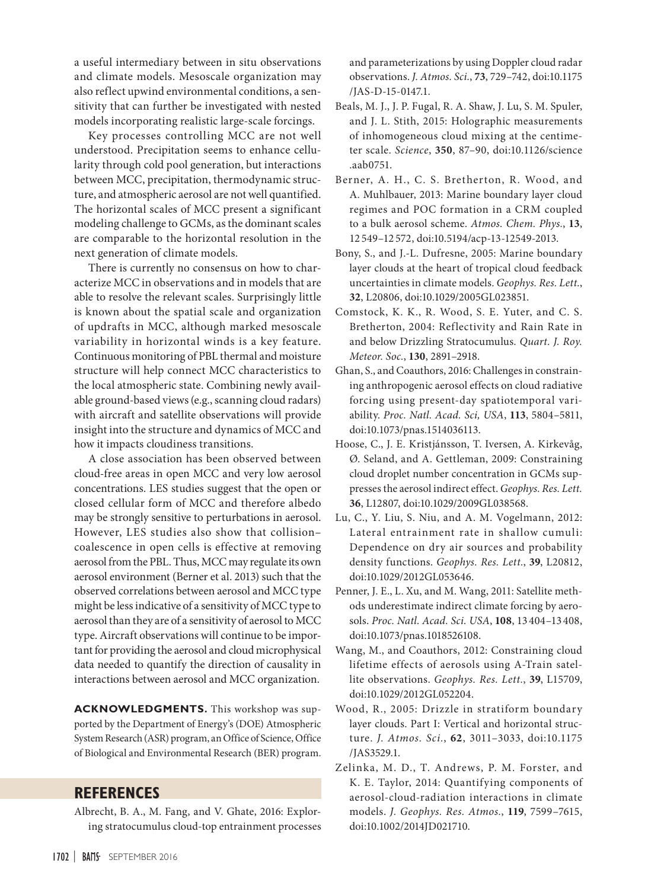a useful intermediary between in situ observations and climate models. Mesoscale organization may also reflect upwind environmental conditions, a sensitivity that can further be investigated with nested models incorporating realistic large-scale forcings.

Key processes controlling MCC are not well understood. Precipitation seems to enhance cellularity through cold pool generation, but interactions between MCC, precipitation, thermodynamic structure, and atmospheric aerosol are not well quantified. The horizontal scales of MCC present a significant modeling challenge to GCMs, as the dominant scales are comparable to the horizontal resolution in the next generation of climate models.

There is currently no consensus on how to characterize MCC in observations and in models that are able to resolve the relevant scales. Surprisingly little is known about the spatial scale and organization of updrafts in MCC, although marked mesoscale variability in horizontal winds is a key feature. Continuous monitoring of PBL thermal and moisture structure will help connect MCC characteristics to the local atmospheric state. Combining newly available ground-based views (e.g., scanning cloud radars) with aircraft and satellite observations will provide insight into the structure and dynamics of MCC and how it impacts cloudiness transitions.

A close association has been observed between cloud-free areas in open MCC and very low aerosol concentrations. LES studies suggest that the open or closed cellular form of MCC and therefore albedo may be strongly sensitive to perturbations in aerosol. However, LES studies also show that collision–coalescence in open cells is effective at removing aerosol from the PBL. Thus, MCC may regulate its own aerosol environment (Berner et al. 2013) such that the observed correlations between aerosol and MCC type might be less indicative of a sensitivity of MCC type to aerosol than they are of a sensitivity of aerosol to MCC type. Aircraft observations will continue to be important for providing the aerosol and cloud microphysical data needed to quantify the direction of causality in interactions between aerosol and MCC organization.

**ACKNOWLEDGMENTS.** This workshop was supported by the Department of Energy's (DOE) Atmospheric System Research (ASR) program, an Office of Science, Office of Biological and Environmental Research (BER) program.

## REFERENCES

Albrecht, B. A., M. Fang, and V. Ghate, 2016: Exploring stratocumulus cloud-top entrainment processes and parameterizations by using Doppler cloud radar observations. *J. Atmos. Sci.*, **73**, 729–742, doi:10.1175/JAS-D-15-0147.1.

Beals, M. J., J. P. Fugal, R. A. Shaw, J. Lu, S. M. Spuler, and J. L. Stith, 2015: Holographic measurements of inhomogeneous cloud mixing at the centimeter scale. *Science*, **350**, 87–90, doi:10.1126/science.aab0751.

Berner, A. H., C. S. Bretherton, R. Wood, and A. Muhlbauer, 2013: Marine boundary layer cloud regimes and POC formation in a CRM coupled to a bulk aerosol scheme. *Atmos. Chem. Phys.*, **13**, 12 549–12 572, doi:10.5194/acp-13-12549-2013.

Bony, S., and J.-L. Dufresne, 2005: Marine boundary layer clouds at the heart of tropical cloud feedback uncertainties in climate models. *Geophys. Res. Lett.*, **32**, L20806, doi:10.1029/2005GL023851.

Comstock, K. K., R. Wood, S. E. Yuter, and C. S. Bretherton, 2004: Reflectivity and Rain Rate in and below Drizzling Stratocumulus. *Quart. J. Roy. Meteor. Soc.*, **130**, 2891–2918.

Ghan, S., and Coauthors, 2016: Challenges in constraining anthropogenic aerosol effects on cloud radiative forcing using present-day spatiotemporal variability. *Proc. Natl. Acad. Sci, USA*, **113**, 5804–5811, doi:10.1073/pnas.1514036113.

Hoose, C., J. E. Kristjánsson, T. Iversen, A. Kirkevåg, Ø. Seland, and A. Gettleman, 2009: Constraining cloud droplet number concentration in GCMs suppresses the aerosol indirect effect. *Geophys. Res. Lett.* **36**, L12807, doi:10.1029/2009GL038568.

Lu, C., Y. Liu, S. Niu, and A. M. Vogelmann, 2012: Lateral entrainment rate in shallow cumuli: Dependence on dry air sources and probability density functions. *Geophys. Res. Lett.*, **39**, L20812, doi:10.1029/2012GL053646.

Penner, J. E., L. Xu, and M. Wang, 2011: Satellite methods underestimate indirect climate forcing by aerosols. *Proc. Natl. Acad. Sci. USA*, **108**, 13 404–13 408, doi:10.1073/pnas.1018526108.

Wang, M., and Coauthors, 2012: Constraining cloud lifetime effects of aerosols using A-Train satellite observations. *Geophys. Res. Lett.*, **39**, L15709, doi:10.1029/2012GL052204.

Wood, R., 2005: Drizzle in stratiform boundary layer clouds. Part I: Vertical and horizontal structure. *J. Atmos. Sci.*, **62**, 3011–3033, doi:10.1175/JAS3529.1.

Zelinka, M. D., T. Andrews, P. M. Forster, and K. E. Taylor, 2014: Quantifying components of aerosol-cloud-radiation interactions in climate models. *J. Geophys. Res. Atmos.*, **119**, 7599–7615, doi:10.1002/2014JD021710.